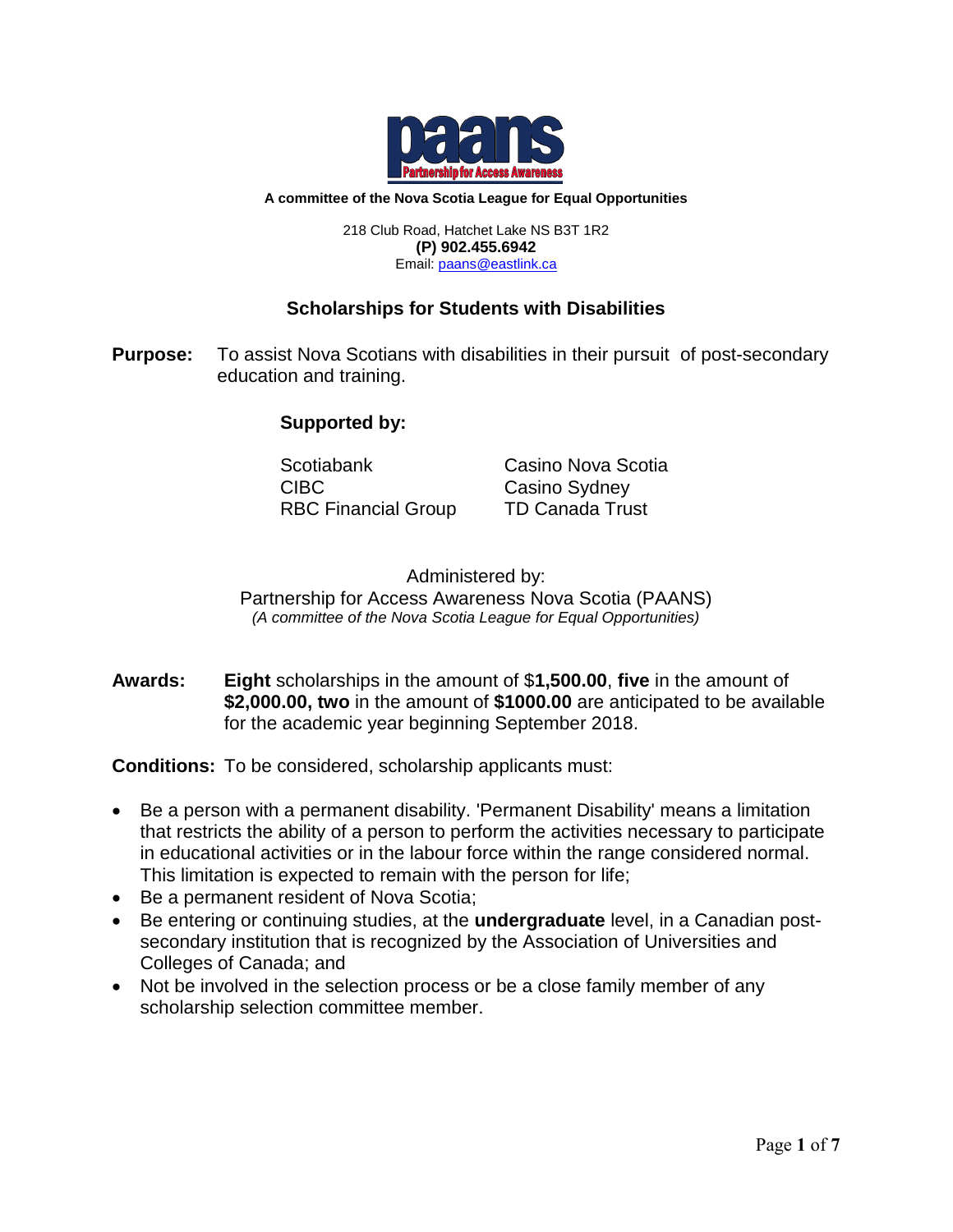**paans**
**Partnership for Access Awareness**

**A committee of the Nova Scotia League for Equal Opportunities**

218 Club Road, Hatchet Lake NS B3T 1R2
**(P) 902.455.6942**
Email: [paans@eastlink.ca](mailto:paans@eastlink.ca)

## Scholarships for Students with Disabilities

**Purpose:** To assist Nova Scotians with disabilities in their pursuit of post-secondary education and training.

**Supported by:**

| | |
|---|---|
| Scotiabank | Casino Nova Scotia |
| CIBC | Casino Sydney |
| RBC Financial Group | TD Canada Trust |

Administered by:
Partnership for Access Awareness Nova Scotia (PAANS)
*(A committee of the Nova Scotia League for Equal Opportunities)*

**Awards:** **Eight** scholarships in the amount of $**1,500.00**, **five** in the amount of **$2,000.00, two** in the amount of **$1000.00** are anticipated to be available for the academic year beginning September 2018.

**Conditions:** To be considered, scholarship applicants must:

- Be a person with a permanent disability. 'Permanent Disability' means a limitation that restricts the ability of a person to perform the activities necessary to participate in educational activities or in the labour force within the range considered normal. This limitation is expected to remain with the person for life;
- Be a permanent resident of Nova Scotia;
- Be entering or continuing studies, at the **undergraduate** level, in a Canadian post-secondary institution that is recognized by the Association of Universities and Colleges of Canada; and
- Not be involved in the selection process or be a close family member of any scholarship selection committee member.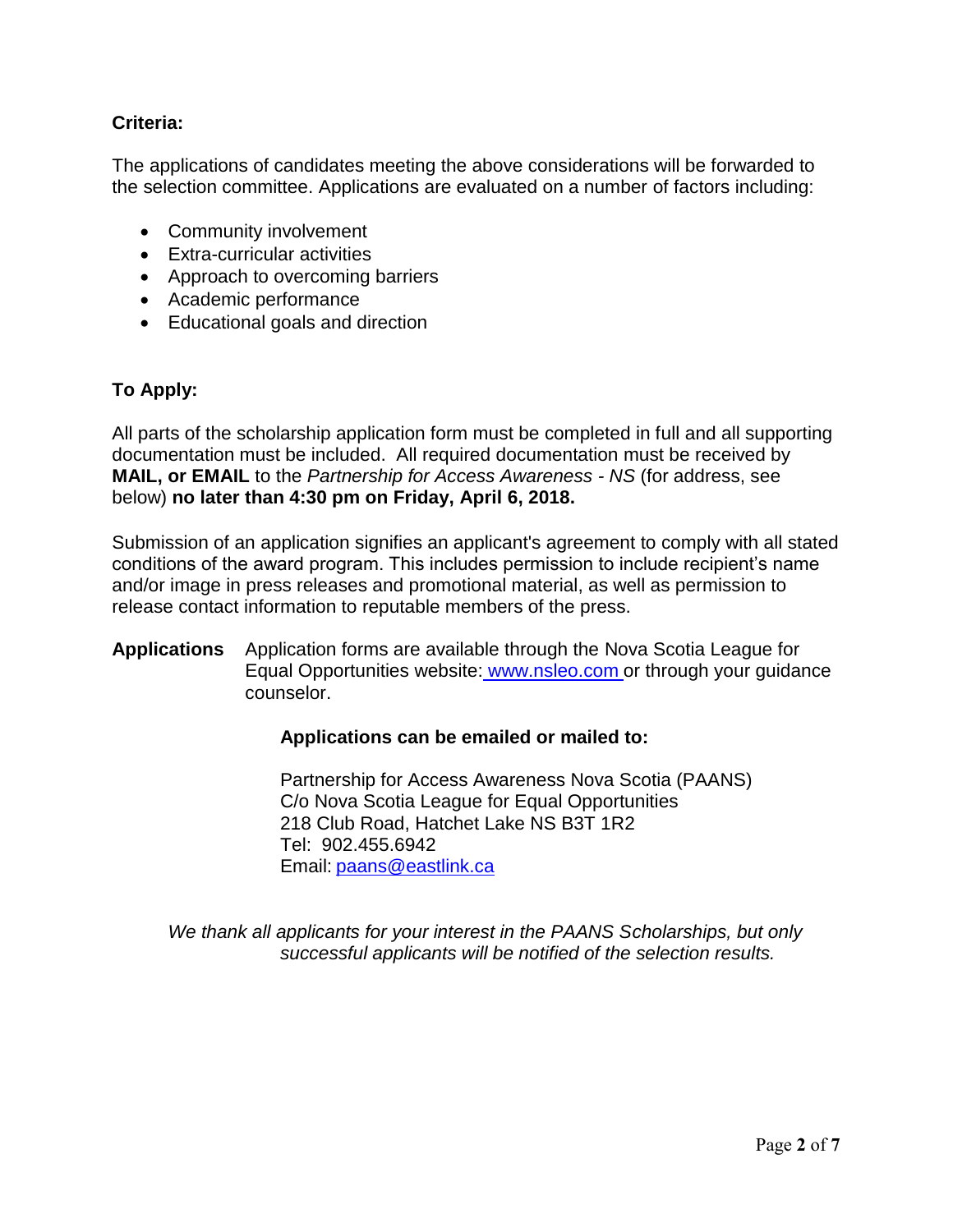**Criteria:**

The applications of candidates meeting the above considerations will be forwarded to the selection committee. Applications are evaluated on a number of factors including:

- Community involvement
- Extra-curricular activities
- Approach to overcoming barriers
- Academic performance
- Educational goals and direction

**To Apply:**

All parts of the scholarship application form must be completed in full and all supporting documentation must be included. All required documentation must be received by **MAIL, or EMAIL** to the *Partnership for Access Awareness - NS* (for address, see below) **no later than 4:30 pm on Friday, April 6, 2018.**

Submission of an application signifies an applicant's agreement to comply with all stated conditions of the award program. This includes permission to include recipient's name and/or image in press releases and promotional material, as well as permission to release contact information to reputable members of the press.

**Applications** Application forms are available through the Nova Scotia League for Equal Opportunities website: www.nsleo.com or through your guidance counselor.

**Applications can be emailed or mailed to:**

Partnership for Access Awareness Nova Scotia (PAANS)
C/o Nova Scotia League for Equal Opportunities
218 Club Road, Hatchet Lake NS B3T 1R2
Tel: 902.455.6942
Email: paans@eastlink.ca

*We thank all applicants for your interest in the PAANS Scholarships, but only successful applicants will be notified of the selection results.*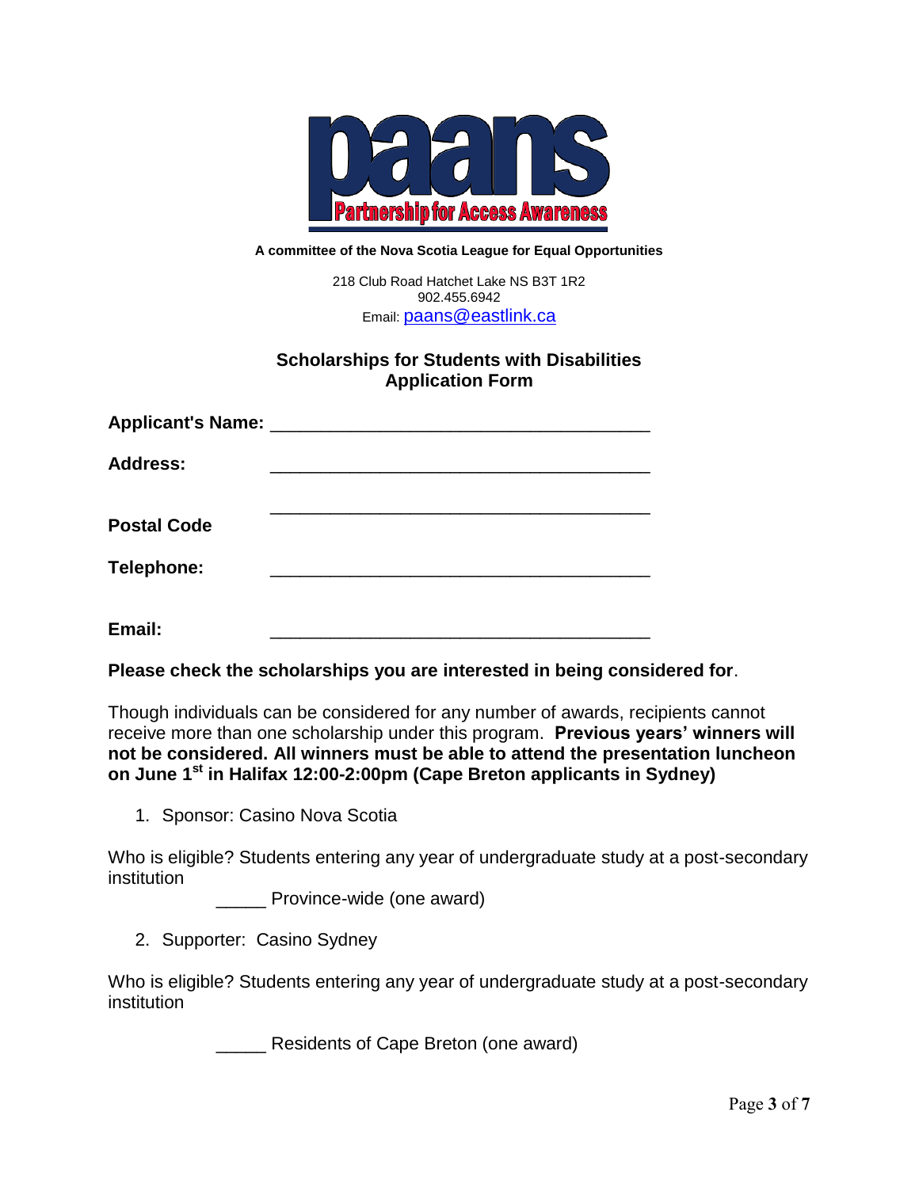**paans**

**Partnership for Access Awareness**

**A committee of the Nova Scotia League for Equal Opportunities**

218 Club Road Hatchet Lake NS B3T 1R2
902.455.6942
Email: paans@eastlink.ca

## Scholarships for Students with Disabilities
## Application Form

**Applicant's Name:** ______________________________________

**Address:** ______________________________________

______________________________________

**Postal Code**

**Telephone:** ______________________________________

**Email:** ______________________________________

**Please check the scholarships you are interested in being considered for**.

Though individuals can be considered for any number of awards, recipients cannot receive more than one scholarship under this program. **Previous years' winners will not be considered. All winners must be able to attend the presentation luncheon on June 1st in Halifax 12:00-2:00pm (Cape Breton applicants in Sydney)**

1. Sponsor: Casino Nova Scotia

Who is eligible? Students entering any year of undergraduate study at a post-secondary institution

_____ Province-wide (one award)

2. Supporter: Casino Sydney

Who is eligible? Students entering any year of undergraduate study at a post-secondary institution

_____ Residents of Cape Breton (one award)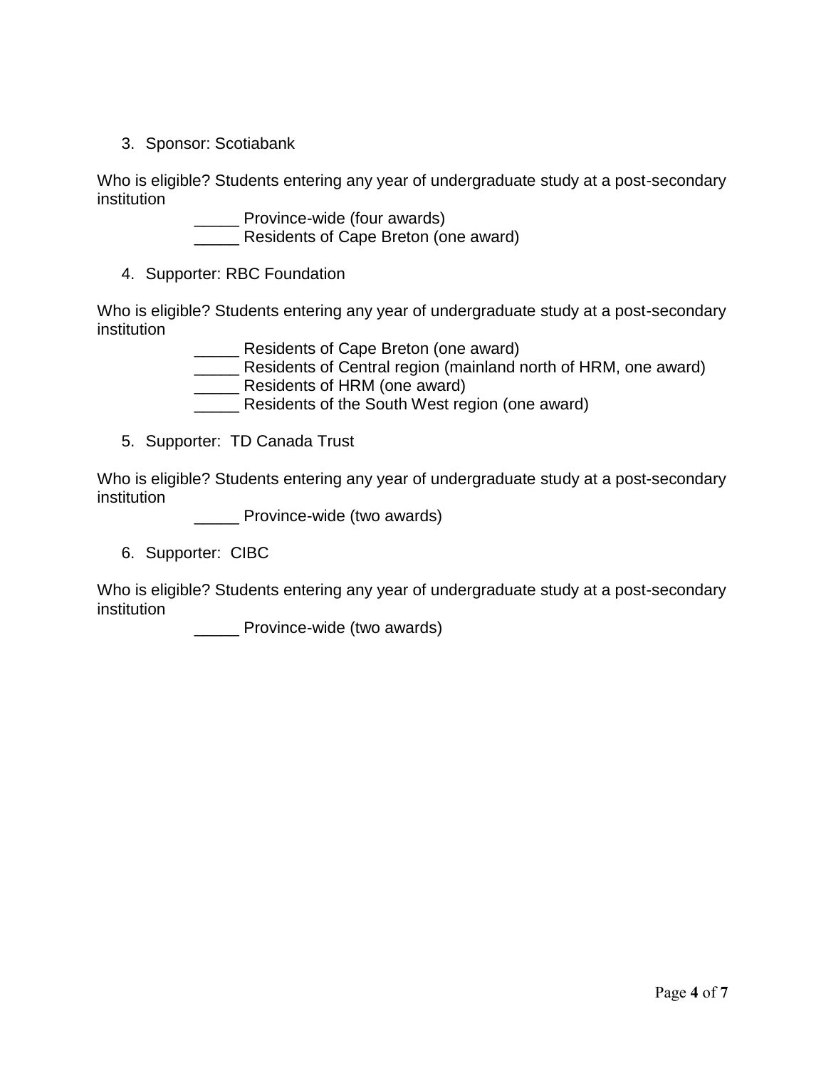3. Sponsor: Scotiabank

Who is eligible? Students entering any year of undergraduate study at a post-secondary institution

_____ Province-wide (four awards)
_____ Residents of Cape Breton (one award)

4. Supporter: RBC Foundation

Who is eligible? Students entering any year of undergraduate study at a post-secondary institution

_____ Residents of Cape Breton (one award)
_____ Residents of Central region (mainland north of HRM, one award)
_____ Residents of HRM (one award)
_____ Residents of the South West region (one award)

5. Supporter: TD Canada Trust

Who is eligible? Students entering any year of undergraduate study at a post-secondary institution

_____ Province-wide (two awards)

6. Supporter: CIBC

Who is eligible? Students entering any year of undergraduate study at a post-secondary institution

_____ Province-wide (two awards)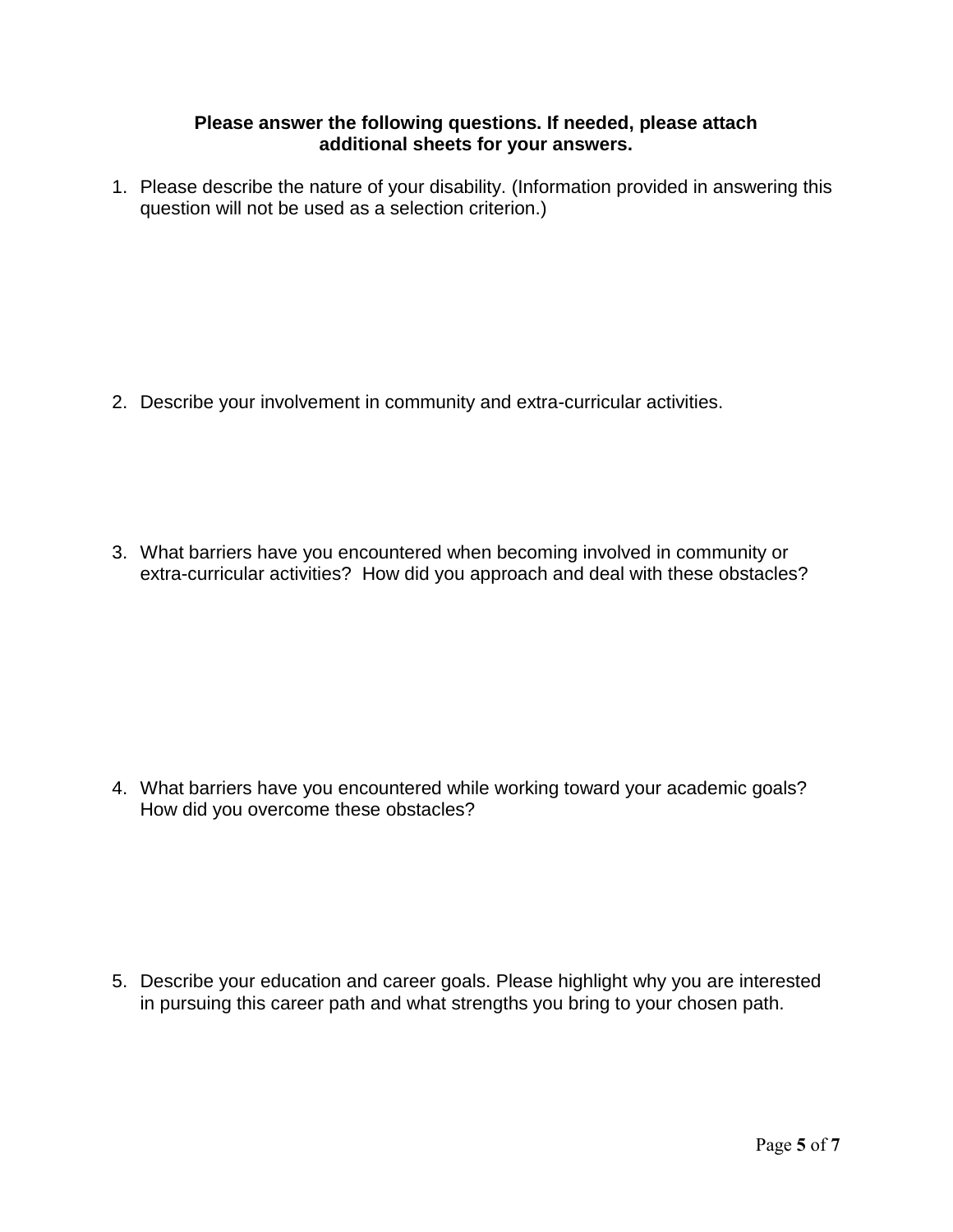**Please answer the following questions. If needed, please attach additional sheets for your answers.**

1. Please describe the nature of your disability. (Information provided in answering this question will not be used as a selection criterion.)

2. Describe your involvement in community and extra-curricular activities.

3. What barriers have you encountered when becoming involved in community or extra-curricular activities?  How did you approach and deal with these obstacles?

4. What barriers have you encountered while working toward your academic goals? How did you overcome these obstacles?

5. Describe your education and career goals. Please highlight why you are interested in pursuing this career path and what strengths you bring to your chosen path.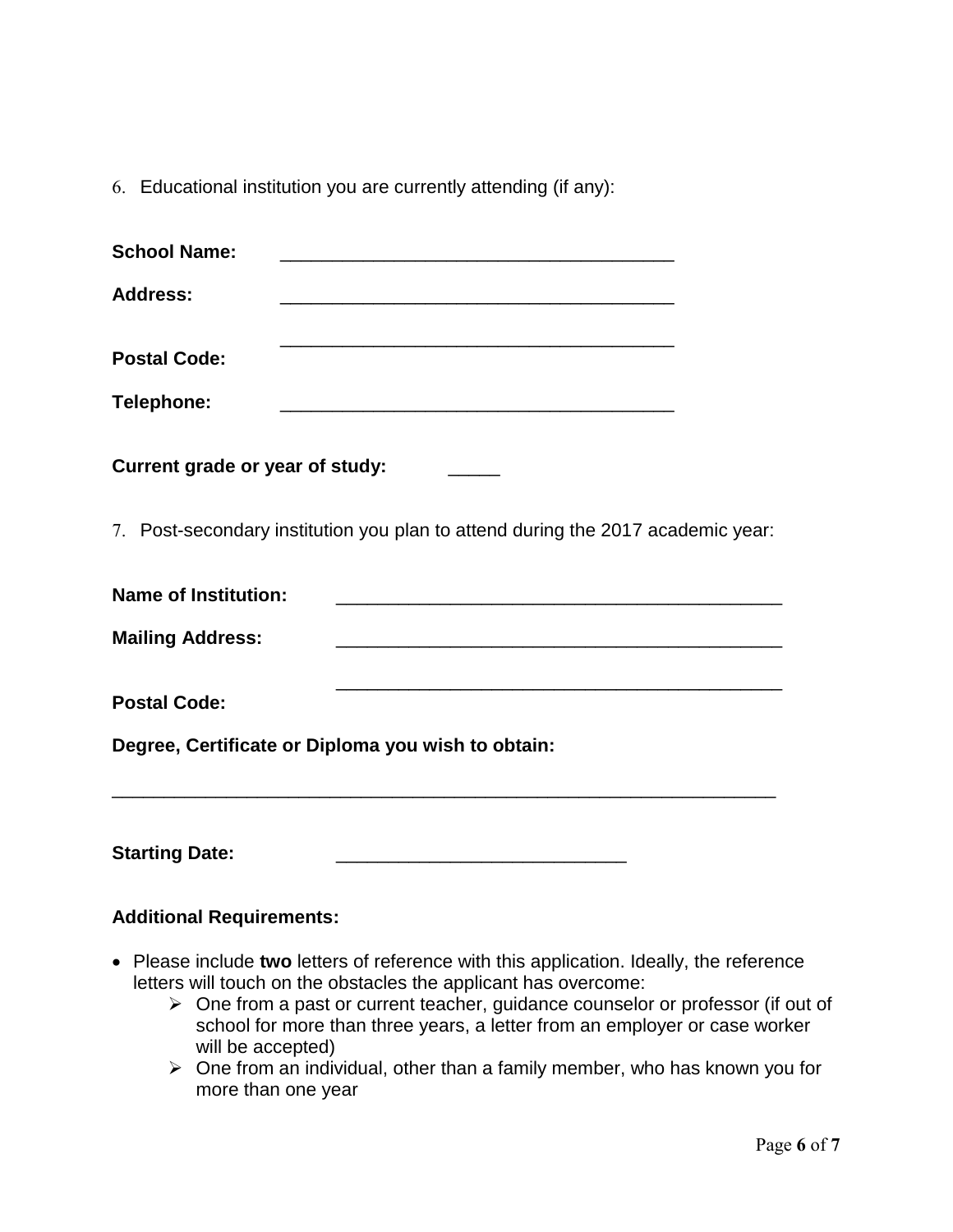6. Educational institution you are currently attending (if any):

**School Name:** ______________________________________

**Address:** ______________________________________

______________________________________

**Postal Code:**

**Telephone:** ______________________________________

**Current grade or year of study:** _____

7. Post-secondary institution you plan to attend during the 2017 academic year:

**Name of Institution:** ___________________________________________

**Mailing Address:** ___________________________________________

___________________________________________

**Postal Code:**

**Degree, Certificate or Diploma you wish to obtain:**

_________________________________________________________________

**Starting Date:** ____________________________

**Additional Requirements:**

- Please include **two** letters of reference with this application. Ideally, the reference letters will touch on the obstacles the applicant has overcome:
  - One from a past or current teacher, guidance counselor or professor (if out of school for more than three years, a letter from an employer or case worker will be accepted)
  - One from an individual, other than a family member, who has known you for more than one year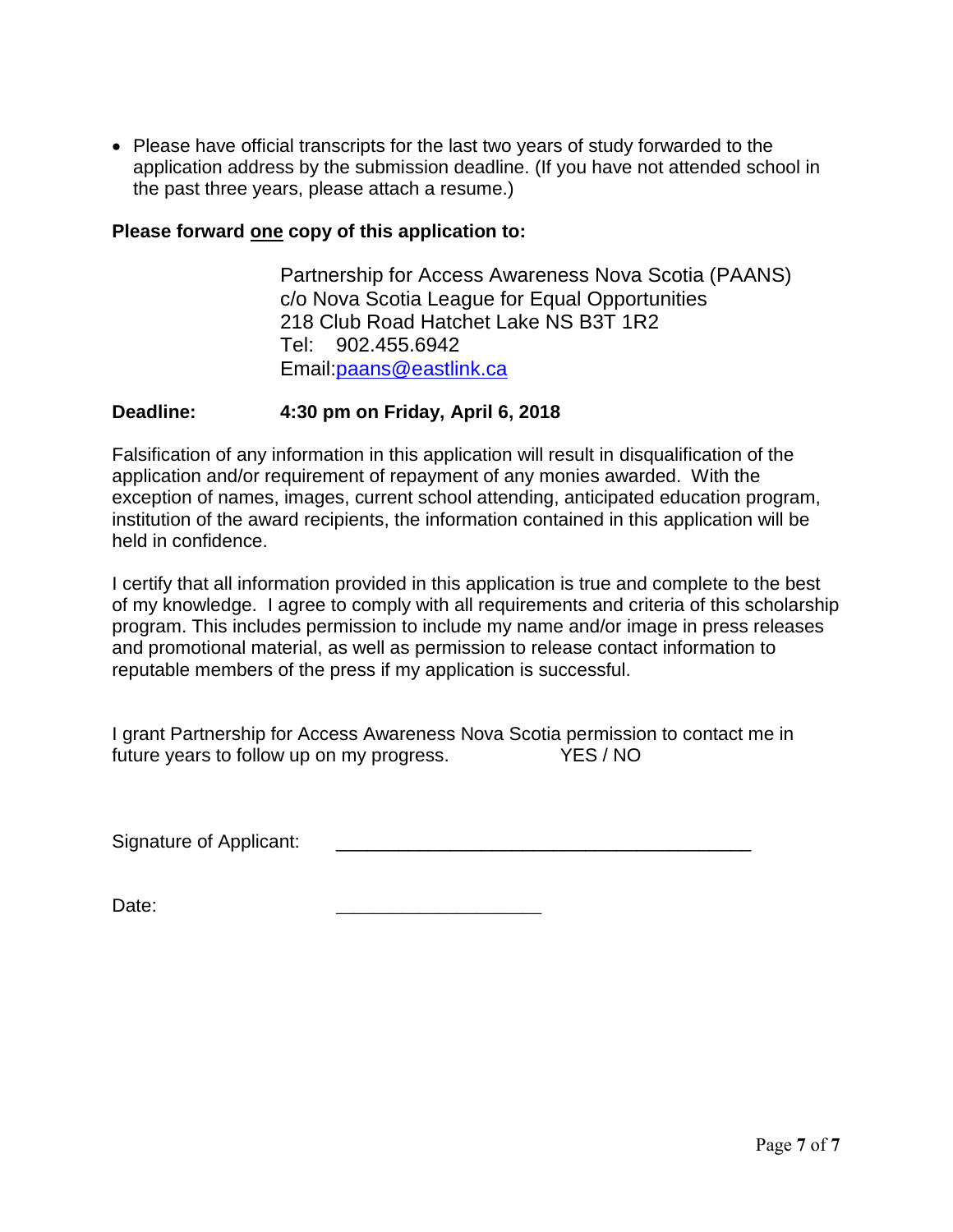- Please have official transcripts for the last two years of study forwarded to the application address by the submission deadline. (If you have not attended school in the past three years, please attach a resume.)

**Please forward one copy of this application to:**

Partnership for Access Awareness Nova Scotia (PAANS)
c/o Nova Scotia League for Equal Opportunities
218 Club Road Hatchet Lake NS B3T 1R2
Tel: 902.455.6942
Email:paans@eastlink.ca

**Deadline: 4:30 pm on Friday, April 6, 2018**

Falsification of any information in this application will result in disqualification of the application and/or requirement of repayment of any monies awarded. With the exception of names, images, current school attending, anticipated education program, institution of the award recipients, the information contained in this application will be held in confidence.

I certify that all information provided in this application is true and complete to the best of my knowledge. I agree to comply with all requirements and criteria of this scholarship program. This includes permission to include my name and/or image in press releases and promotional material, as well as permission to release contact information to reputable members of the press if my application is successful.

I grant Partnership for Access Awareness Nova Scotia permission to contact me in future years to follow up on my progress. YES / NO

Signature of Applicant: ________________________________________

Date: ____________________